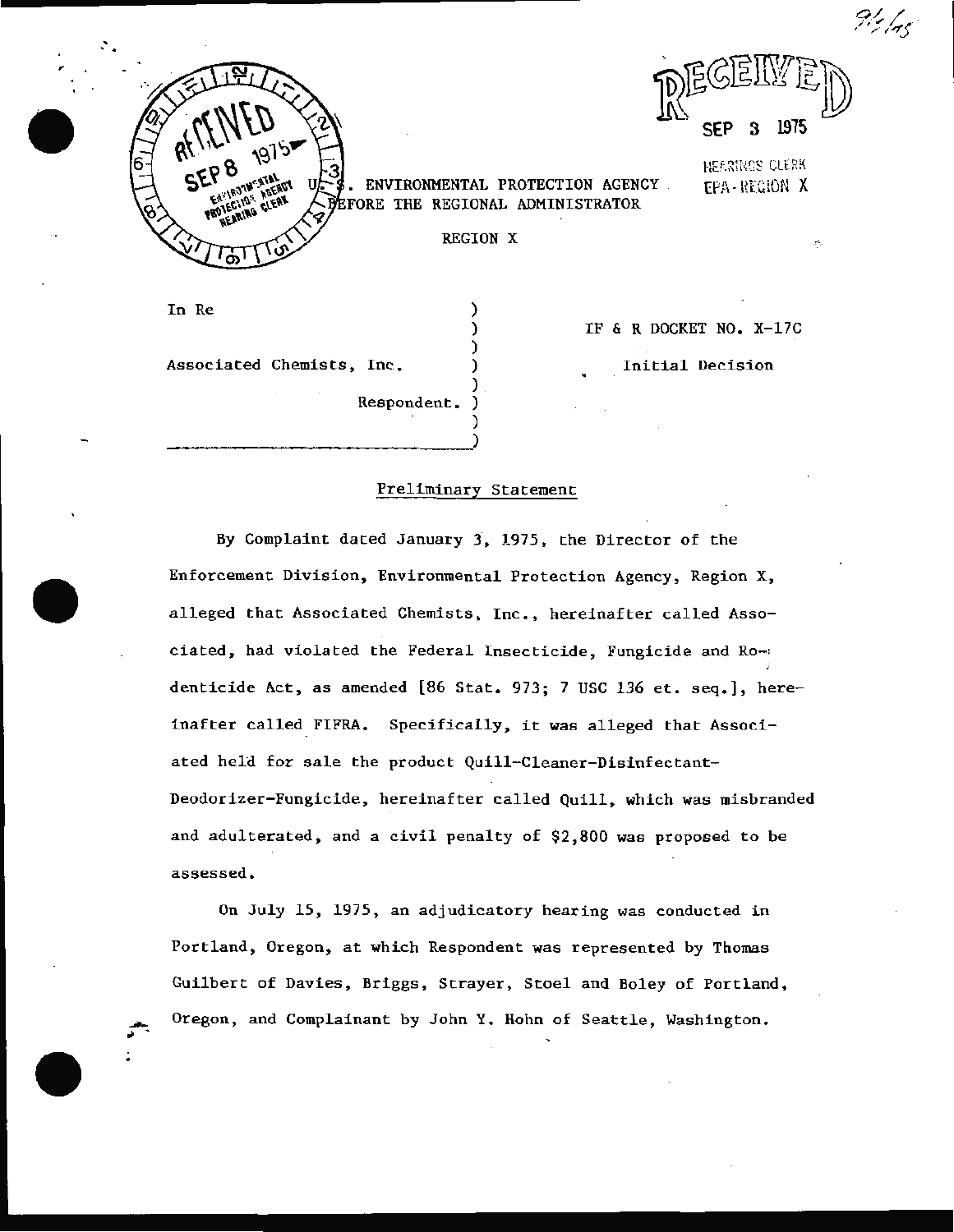U.S. ENVIRONMENTAL PROTECTION AGENCY
BEFORE THE REGIONAL ADMINISTRATOR

REGION X

In Re

Associated Chemists, Inc.

Respondent.

IF & R DOCKET NO. X-17C

Initial Decision

## Preliminary Statement

By Complaint dated January 3, 1975, the Director of the Enforcement Division, Environmental Protection Agency, Region X, alleged that Associated Chemists, Inc., hereinafter called Associated, had violated the Federal Insecticide, Fungicide and Rodenticide Act, as amended [86 Stat. 973; 7 USC 136 et. seq.], hereinafter called FIFRA. Specifically, it was alleged that Associated held for sale the product Quill-Cleaner-Disinfectant-Deodorizer-Fungicide, hereinafter called Quill, which was misbranded and adulterated, and a civil penalty of $2,800 was proposed to be assessed.

On July 15, 1975, an adjudicatory hearing was conducted in Portland, Oregon, at which Respondent was represented by Thomas Guilbert of Davies, Briggs, Strayer, Stoel and Boley of Portland, Oregon, and Complainant by John Y. Hohn of Seattle, Washington.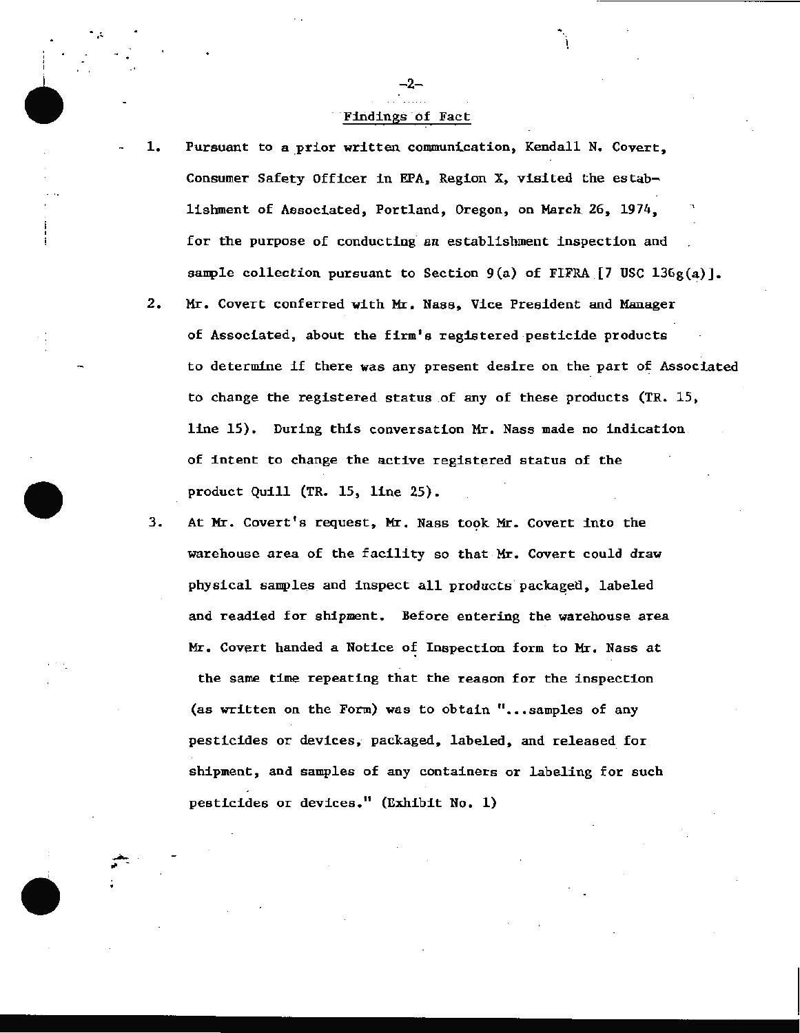## Findings of Fact

1. Pursuant to a prior written communication, Kendall N. Covert, Consumer Safety Officer in EPA, Region X, visited the establishment of Associated, Portland, Oregon, on March 26, 1974, for the purpose of conducting an establishment inspection and sample collection pursuant to Section 9(a) of FIFRA [7 USC 136g(a)].

2. Mr. Covert conferred with Mr. Nass, Vice President and Manager of Associated, about the firm's registered pesticide products to determine if there was any present desire on the part of Associated to change the registered status of any of these products (TR. 15, line 15). During this conversation Mr. Nass made no indication of intent to change the active registered status of the product Quill (TR. 15, line 25).

3. At Mr. Covert's request, Mr. Nass took Mr. Covert into the warehouse area of the facility so that Mr. Covert could draw physical samples and inspect all products packaged, labeled and readied for shipment. Before entering the warehouse area Mr. Covert handed a Notice of Inspection form to Mr. Nass at the same time repeating that the reason for the inspection (as written on the Form) was to obtain "...samples of any pesticides or devices, packaged, labeled, and released for shipment, and samples of any containers or labeling for such pesticides or devices." (Exhibit No. 1)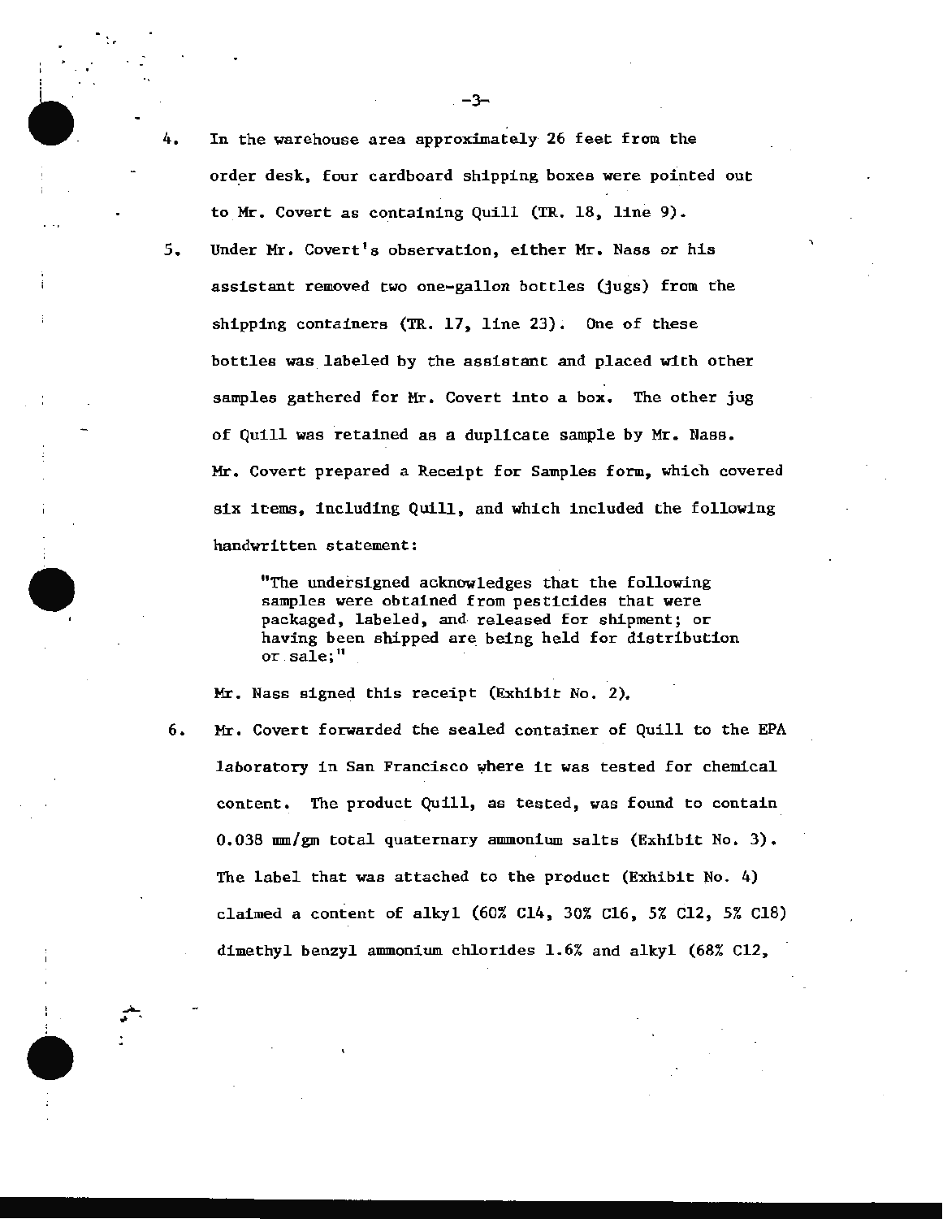4. In the warehouse area approximately 26 feet from the order desk, four cardboard shipping boxes were pointed out to Mr. Covert as containing Quill (TR. 18, line 9).

5. Under Mr. Covert's observation, either Mr. Nass or his assistant removed two one-gallon bottles (jugs) from the shipping containers (TR. 17, line 23). One of these bottles was labeled by the assistant and placed with other samples gathered for Mr. Covert into a box. The other jug of Quill was retained as a duplicate sample by Mr. Nass. Mr. Covert prepared a Receipt for Samples form, which covered six items, including Quill, and which included the following handwritten statement:

   > "The undersigned acknowledges that the following samples were obtained from pesticides that were packaged, labeled, and released for shipment; or having been shipped are being held for distribution or sale;"

   Mr. Nass signed this receipt (Exhibit No. 2).

6. Mr. Covert forwarded the sealed container of Quill to the EPA laboratory in San Francisco where it was tested for chemical content. The product Quill, as tested, was found to contain 0.038 mm/gm total quaternary ammonium salts (Exhibit No. 3). The label that was attached to the product (Exhibit No. 4) claimed a content of alkyl (60% C14, 30% C16, 5% C12, 5% C18) dimethyl benzyl ammonium chlorides 1.6% and alkyl (68% C12,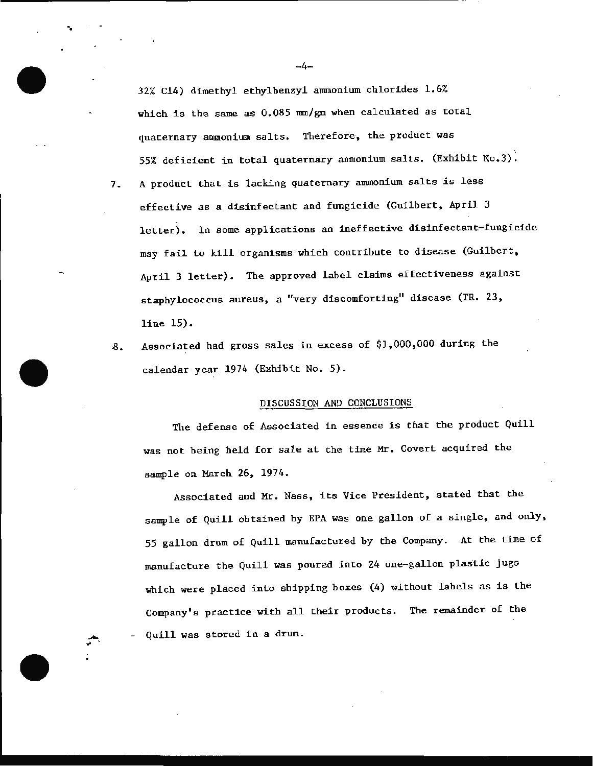32% C14) dimethyl ethylbenzyl ammonium chlorides 1.6% which is the same as 0.085 mm/gm when calculated as total quaternary ammonium salts. Therefore, the product was 55% deficient in total quaternary ammonium salts. (Exhibit No.3).

7. A product that is lacking quaternary ammonium salts is less effective as a disinfectant and fungicide (Guilbert, April 3 letter). In some applications an ineffective disinfectant-fungicide may fail to kill organisms which contribute to disease (Guilbert, April 3 letter). The approved label claims effectiveness against staphylococcus aureus, a "very discomforting" disease (TR. 23, line 15).

8. Associated had gross sales in excess of $1,000,000 during the calendar year 1974 (Exhibit No. 5).

## DISCUSSION AND CONCLUSIONS

The defense of Associated in essence is that the product Quill was not being held for sale at the time Mr. Covert acquired the sample on March 26, 1974.

Associated and Mr. Nass, its Vice President, stated that the sample of Quill obtained by EPA was one gallon of a single, and only, 55 gallon drum of Quill manufactured by the Company. At the time of manufacture the Quill was poured into 24 one-gallon plastic jugs which were placed into shipping boxes (4) without labels as is the Company's practice with all their products. The remainder of the Quill was stored in a drum.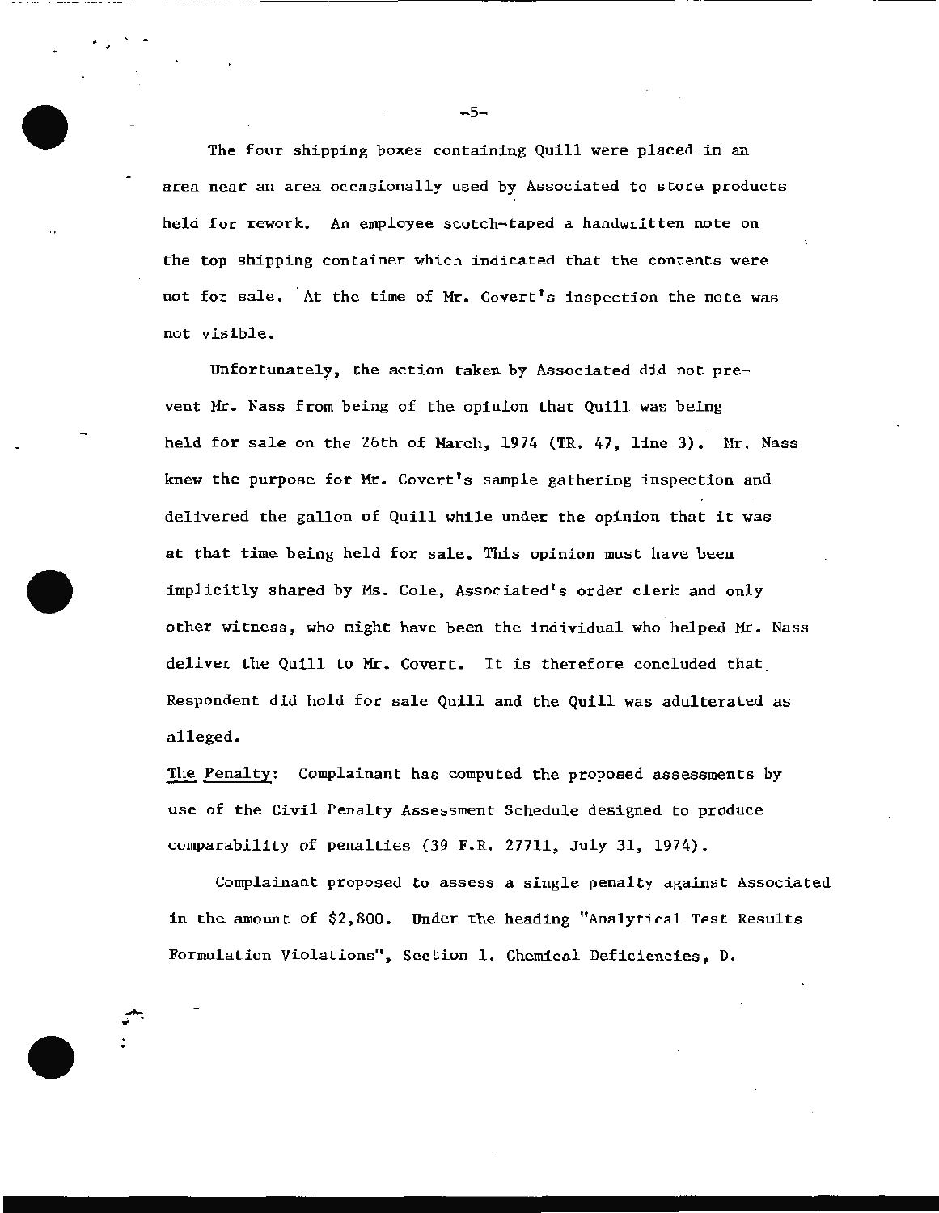The four shipping boxes containing Quill were placed in an area near an area occasionally used by Associated to store products held for rework. An employee scotch-taped a handwritten note on the top shipping container which indicated that the contents were not for sale. At the time of Mr. Covert's inspection the note was not visible.

Unfortunately, the action taken by Associated did not prevent Mr. Nass from being of the opinion that Quill was being held for sale on the 26th of March, 1974 (TR. 47, line 3). Mr. Nass knew the purpose for Mr. Covert's sample gathering inspection and delivered the gallon of Quill while under the opinion that it was at that time being held for sale. This opinion must have been implicitly shared by Ms. Cole, Associated's order clerk and only other witness, who might have been the individual who helped Mr. Nass deliver the Quill to Mr. Covert. It is therefore concluded that Respondent did hold for sale Quill and the Quill was adulterated as alleged.

<u>The Penalty</u>: Complainant has computed the proposed assessments by use of the Civil Penalty Assessment Schedule designed to produce comparability of penalties (39 F.R. 27711, July 31, 1974).

Complainant proposed to assess a single penalty against Associated in the amount of $2,800. Under the heading "Analytical Test Results Formulation Violations", Section 1. Chemical Deficiencies, D.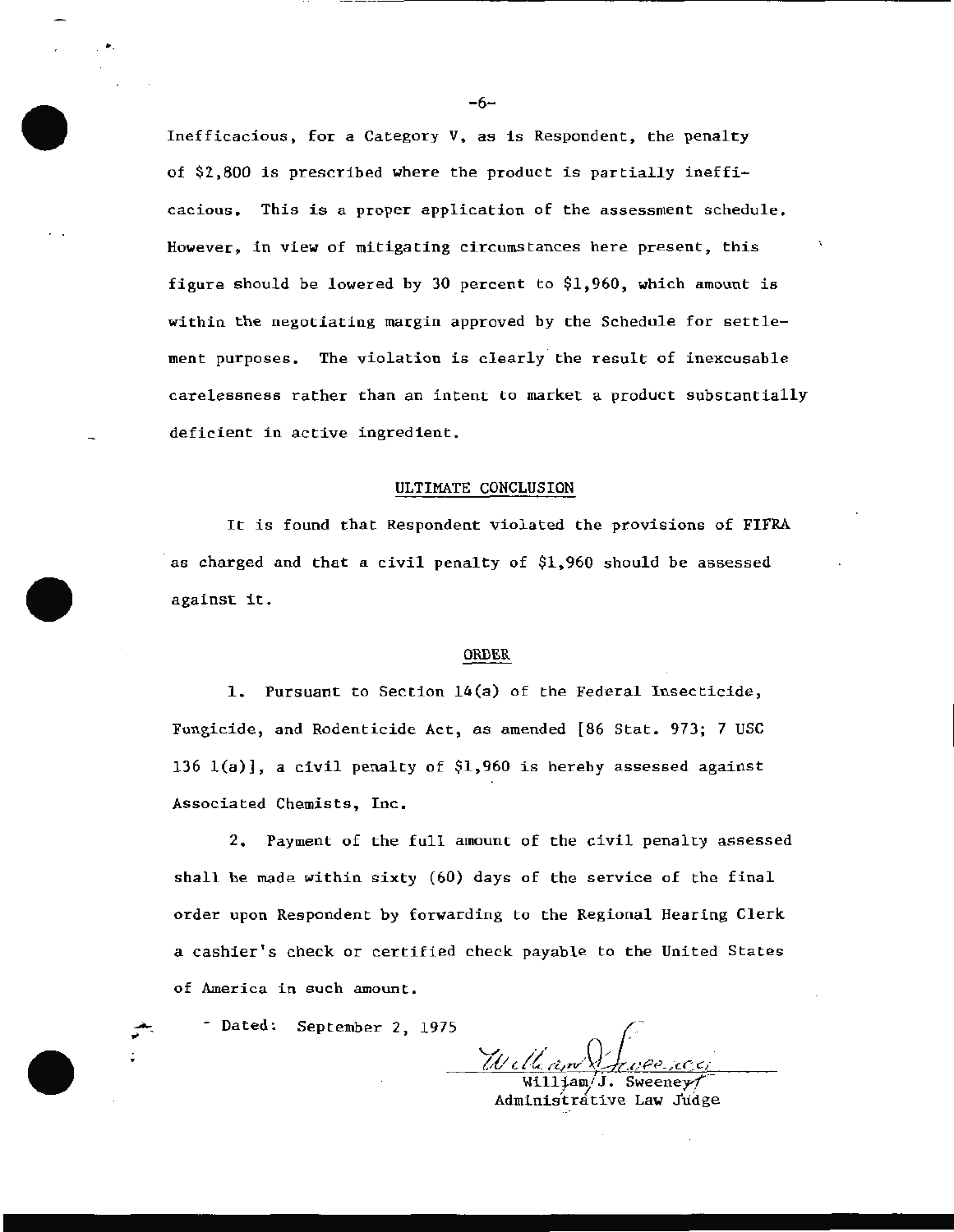Inefficacious, for a Category V, as is Respondent, the penalty of $2,800 is prescribed where the product is partially inefficacious. This is a proper application of the assessment schedule. However, in view of mitigating circumstances here present, this figure should be lowered by 30 percent to $1,960, which amount is within the negotiating margin approved by the Schedule for settlement purposes. The violation is clearly the result of inexcusable carelessness rather than an intent to market a product substantially deficient in active ingredient.

## ULTIMATE CONCLUSION

It is found that Respondent violated the provisions of FIFRA as charged and that a civil penalty of $1,960 should be assessed against it.

## ORDER

1. Pursuant to Section 14(a) of the Federal Insecticide, Fungicide, and Rodenticide Act, as amended [86 Stat. 973; 7 USC 136 1(a)], a civil penalty of $1,960 is hereby assessed against Associated Chemists, Inc.

2. Payment of the full amount of the civil penalty assessed shall be made within sixty (60) days of the service of the final order upon Respondent by forwarding to the Regional Hearing Clerk a cashier's check or certified check payable to the United States of America in such amount.

Dated: September 2, 1975

William J. Sweeney
Administrative Law Judge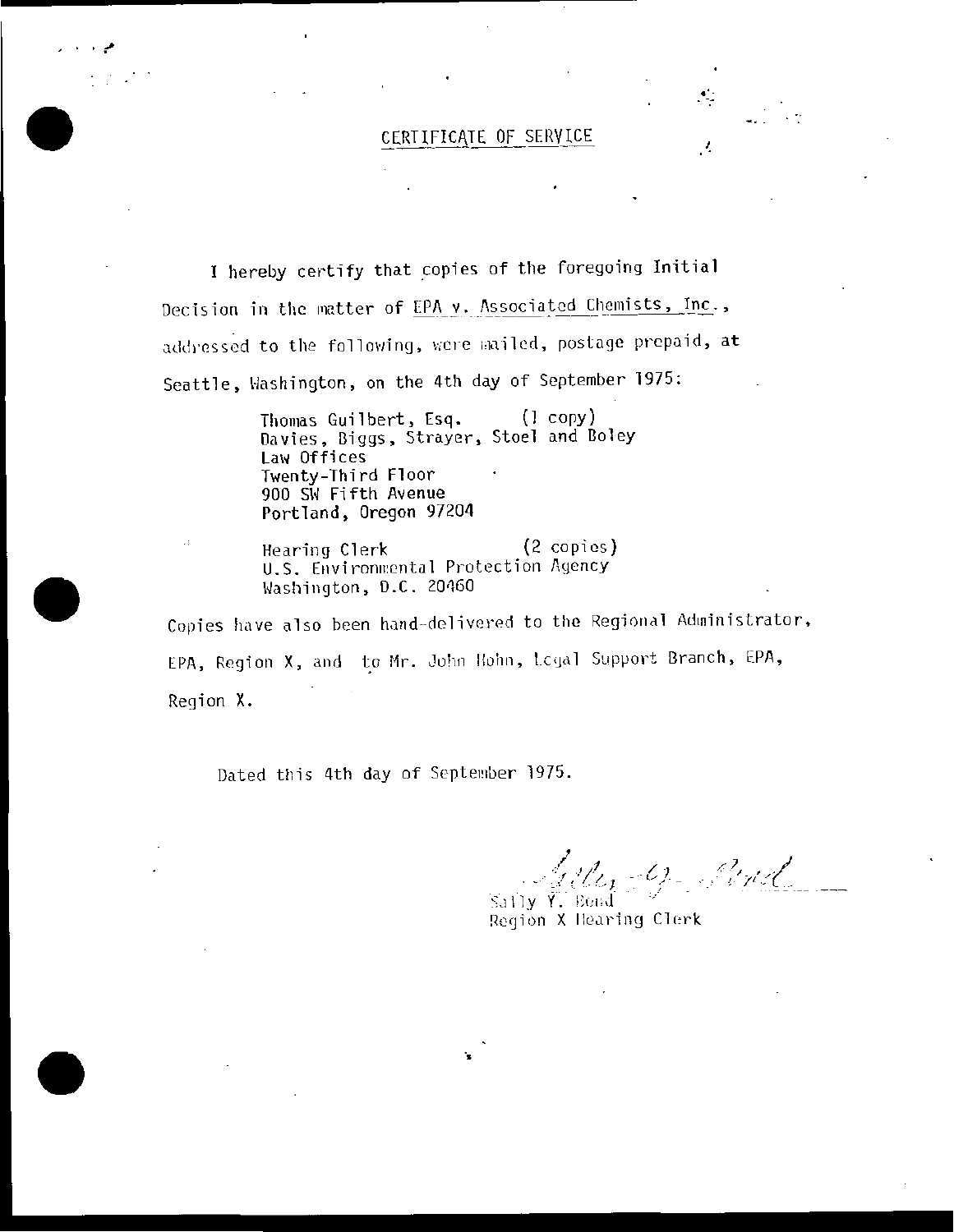## CERTIFICATE OF SERVICE

I hereby certify that copies of the foregoing Initial Decision in the matter of EPA v. Associated Chemists, Inc., addressed to the following, were mailed, postage prepaid, at Seattle, Washington, on the 4th day of September 1975:

Thomas Guilbert, Esq. (1 copy)
Davies, Biggs, Strayer, Stoel and Boley
Law Offices
Twenty-Third Floor
900 SW Fifth Avenue
Portland, Oregon 97204

Hearing Clerk (2 copies)
U.S. Environmental Protection Agency
Washington, D.C. 20460

Copies have also been hand-delivered to the Regional Administrator, EPA, Region X, and to Mr. John Hohn, Legal Support Branch, EPA, Region X.

Dated this 4th day of September 1975.

Sally Y. Bond
Region X Hearing Clerk